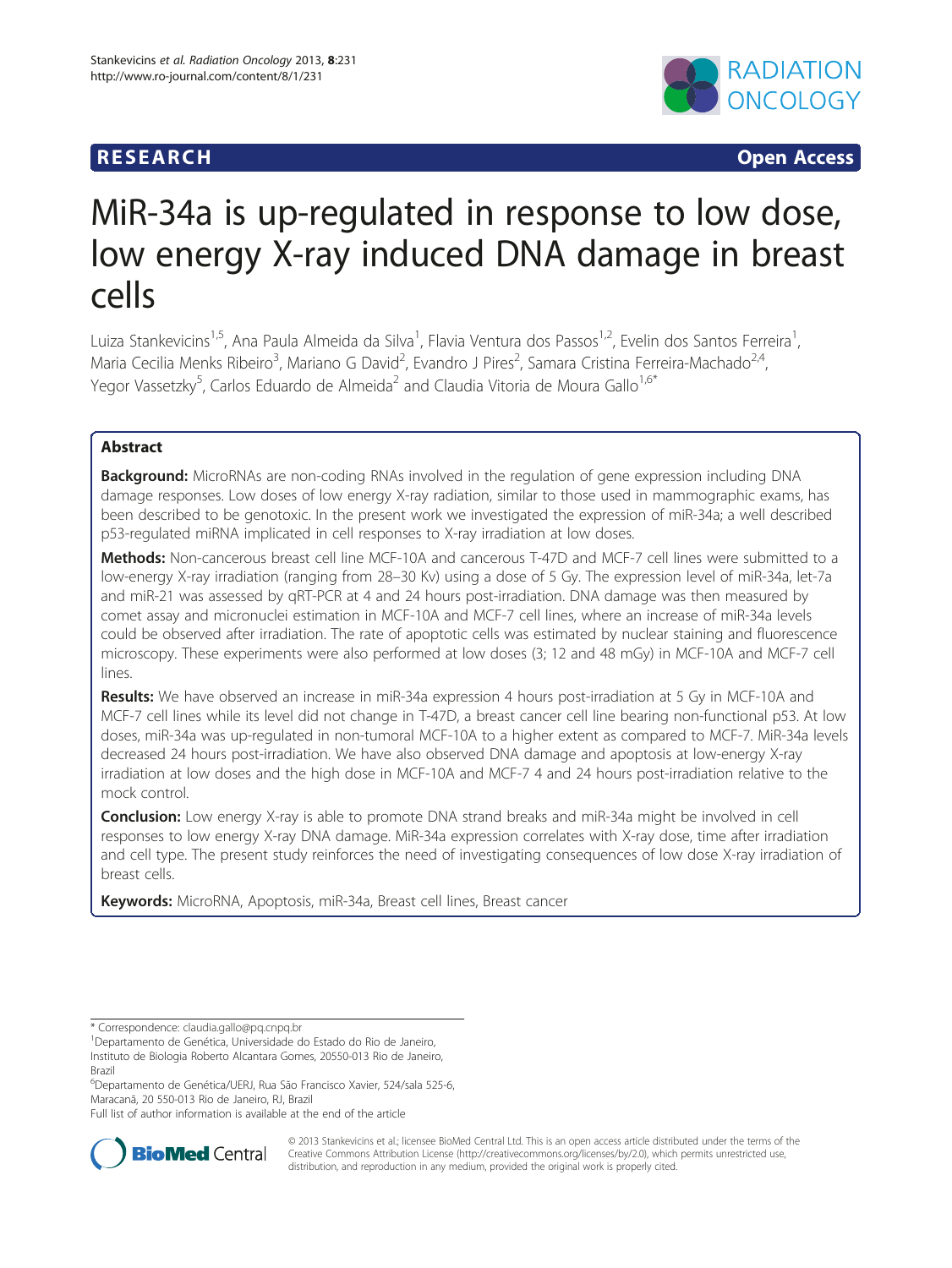**RESEARCH** **Open Access**

# MiR-34a is up-regulated in response to low dose, low energy X-ray induced DNA damage in breast cells

Luiza Stankevicins[1,5], Ana Paula Almeida da Silva[1], Flavia Ventura dos Passos[1,2], Evelin dos Santos Ferreira[1], Maria Cecilia Menks Ribeiro[3], Mariano G David[2], Evandro J Pires[2], Samara Cristina Ferreira-Machado[2,4], Yegor Vassetzky[5], Carlos Eduardo de Almeida[2] and Claudia Vitoria de Moura Gallo[1,6*]

## Abstract

**Background:** MicroRNAs are non-coding RNAs involved in the regulation of gene expression including DNA damage responses. Low doses of low energy X-ray radiation, similar to those used in mammographic exams, has been described to be genotoxic. In the present work we investigated the expression of miR-34a; a well described p53-regulated miRNA implicated in cell responses to X-ray irradiation at low doses.

**Methods:** Non-cancerous breast cell line MCF-10A and cancerous T-47D and MCF-7 cell lines were submitted to a low-energy X-ray irradiation (ranging from 28–30 Kv) using a dose of 5 Gy. The expression level of miR-34a, let-7a and miR-21 was assessed by qRT-PCR at 4 and 24 hours post-irradiation. DNA damage was then measured by comet assay and micronuclei estimation in MCF-10A and MCF-7 cell lines, where an increase of miR-34a levels could be observed after irradiation. The rate of apoptotic cells was estimated by nuclear staining and fluorescence microscopy. These experiments were also performed at low doses (3; 12 and 48 mGy) in MCF-10A and MCF-7 cell lines.

**Results:** We have observed an increase in miR-34a expression 4 hours post-irradiation at 5 Gy in MCF-10A and MCF-7 cell lines while its level did not change in T-47D, a breast cancer cell line bearing non-functional p53. At low doses, miR-34a was up-regulated in non-tumoral MCF-10A to a higher extent as compared to MCF-7. MiR-34a levels decreased 24 hours post-irradiation. We have also observed DNA damage and apoptosis at low-energy X-ray irradiation at low doses and the high dose in MCF-10A and MCF-7 4 and 24 hours post-irradiation relative to the mock control.

**Conclusion:** Low energy X-ray is able to promote DNA strand breaks and miR-34a might be involved in cell responses to low energy X-ray DNA damage. MiR-34a expression correlates with X-ray dose, time after irradiation and cell type. The present study reinforces the need of investigating consequences of low dose X-ray irradiation of breast cells.

**Keywords:** MicroRNA, Apoptosis, miR-34a, Breast cell lines, Breast cancer

---

* Correspondence: claudia.gallo@pq.cnpq.br

[1]Departamento de Genética, Universidade do Estado do Rio de Janeiro, Instituto de Biologia Roberto Alcantara Gomes, 20550-013 Rio de Janeiro, Brazil

[6]Departamento de Genética/UERJ, Rua São Francisco Xavier, 524/sala 525-6, Maracanã, 20 550-013 Rio de Janeiro, RJ, Brazil

Full list of author information is available at the end of the article

© 2013 Stankevicins et al.; licensee BioMed Central Ltd. This is an open access article distributed under the terms of the Creative Commons Attribution License (http://creativecommons.org/licenses/by/2.0), which permits unrestricted use, distribution, and reproduction in any medium, provided the original work is properly cited.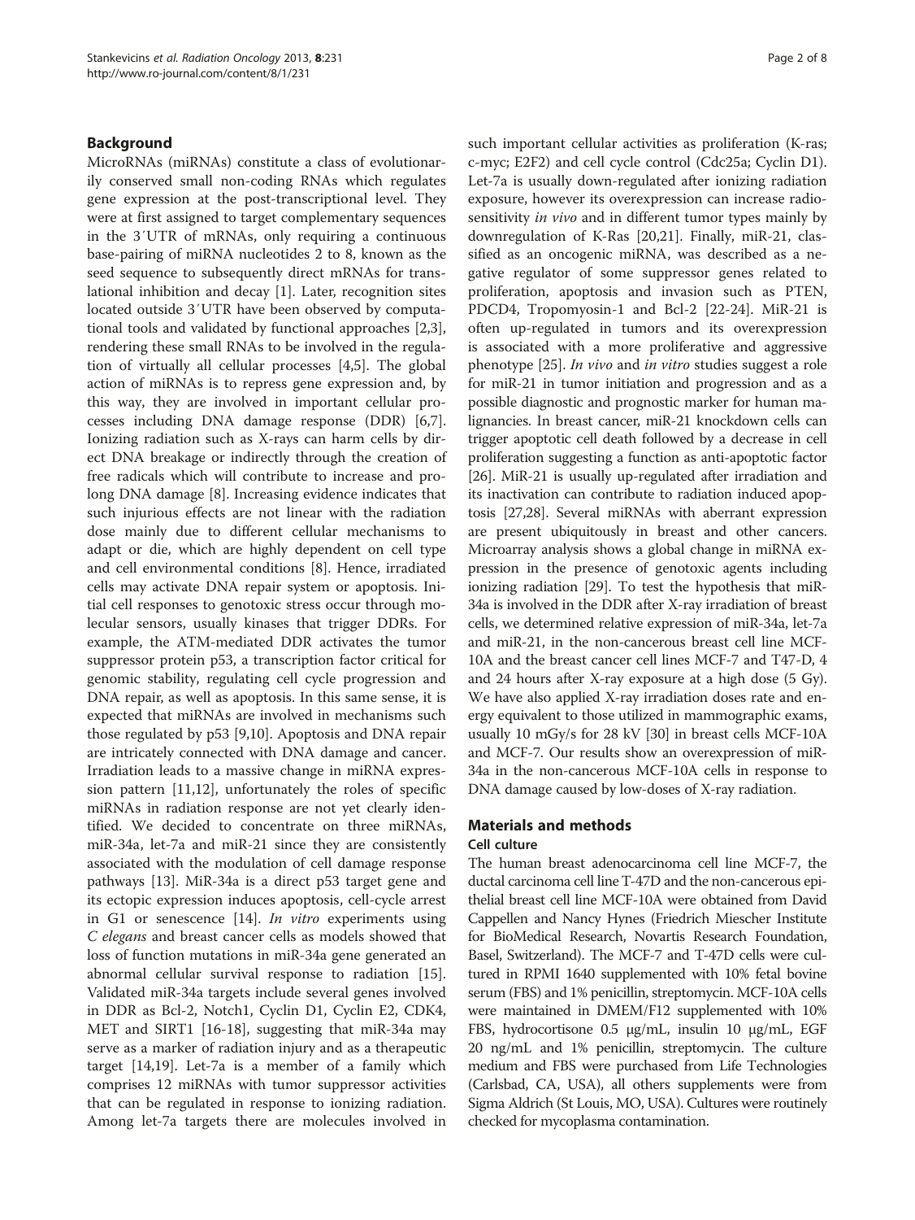## Background

MicroRNAs (miRNAs) constitute a class of evolutionarily conserved small non-coding RNAs which regulates gene expression at the post-transcriptional level. They were at first assigned to target complementary sequences in the 3′UTR of mRNAs, only requiring a continuous base-pairing of miRNA nucleotides 2 to 8, known as the seed sequence to subsequently direct mRNAs for translational inhibition and decay [1]. Later, recognition sites located outside 3′UTR have been observed by computational tools and validated by functional approaches [2,3], rendering these small RNAs to be involved in the regulation of virtually all cellular processes [4,5]. The global action of miRNAs is to repress gene expression and, by this way, they are involved in important cellular processes including DNA damage response (DDR) [6,7]. Ionizing radiation such as X-rays can harm cells by direct DNA breakage or indirectly through the creation of free radicals which will contribute to increase and prolong DNA damage [8]. Increasing evidence indicates that such injurious effects are not linear with the radiation dose mainly due to different cellular mechanisms to adapt or die, which are highly dependent on cell type and cell environmental conditions [8]. Hence, irradiated cells may activate DNA repair system or apoptosis. Initial cell responses to genotoxic stress occur through molecular sensors, usually kinases that trigger DDRs. For example, the ATM-mediated DDR activates the tumor suppressor protein p53, a transcription factor critical for genomic stability, regulating cell cycle progression and DNA repair, as well as apoptosis. In this same sense, it is expected that miRNAs are involved in mechanisms such those regulated by p53 [9,10]. Apoptosis and DNA repair are intricately connected with DNA damage and cancer. Irradiation leads to a massive change in miRNA expression pattern [11,12], unfortunately the roles of specific miRNAs in radiation response are not yet clearly identified. We decided to concentrate on three miRNAs, miR-34a, let-7a and miR-21 since they are consistently associated with the modulation of cell damage response pathways [13]. MiR-34a is a direct p53 target gene and its ectopic expression induces apoptosis, cell-cycle arrest in G1 or senescence [14]. *In vitro* experiments using *C elegans* and breast cancer cells as models showed that loss of function mutations in miR-34a gene generated an abnormal cellular survival response to radiation [15]. Validated miR-34a targets include several genes involved in DDR as Bcl-2, Notch1, Cyclin D1, Cyclin E2, CDK4, MET and SIRT1 [16-18], suggesting that miR-34a may serve as a marker of radiation injury and as a therapeutic target [14,19]. Let-7a is a member of a family which comprises 12 miRNAs with tumor suppressor activities that can be regulated in response to ionizing radiation. Among let-7a targets there are molecules involved in such important cellular activities as proliferation (K-ras; c-myc; E2F2) and cell cycle control (Cdc25a; Cyclin D1). Let-7a is usually down-regulated after ionizing radiation exposure, however its overexpression can increase radiosensitivity *in vivo* and in different tumor types mainly by downregulation of K-Ras [20,21]. Finally, miR-21, classified as an oncogenic miRNA, was described as a negative regulator of some suppressor genes related to proliferation, apoptosis and invasion such as PTEN, PDCD4, Tropomyosin-1 and Bcl-2 [22-24]. MiR-21 is often up-regulated in tumors and its overexpression is associated with a more proliferative and aggressive phenotype [25]. *In vivo* and *in vitro* studies suggest a role for miR-21 in tumor initiation and progression and as a possible diagnostic and prognostic marker for human malignancies. In breast cancer, miR-21 knockdown cells can trigger apoptotic cell death followed by a decrease in cell proliferation suggesting a function as anti-apoptotic factor [26]. MiR-21 is usually up-regulated after irradiation and its inactivation can contribute to radiation induced apoptosis [27,28]. Several miRNAs with aberrant expression are present ubiquitously in breast and other cancers. Microarray analysis shows a global change in miRNA expression in the presence of genotoxic agents including ionizing radiation [29]. To test the hypothesis that miR-34a is involved in the DDR after X-ray irradiation of breast cells, we determined relative expression of miR-34a, let-7a and miR-21, in the non-cancerous breast cell line MCF-10A and the breast cancer cell lines MCF-7 and T47-D, 4 and 24 hours after X-ray exposure at a high dose (5 Gy). We have also applied X-ray irradiation doses rate and energy equivalent to those utilized in mammographic exams, usually 10 mGy/s for 28 kV [30] in breast cells MCF-10A and MCF-7. Our results show an overexpression of miR-34a in the non-cancerous MCF-10A cells in response to DNA damage caused by low-doses of X-ray radiation.

## Materials and methods

### Cell culture

The human breast adenocarcinoma cell line MCF-7, the ductal carcinoma cell line T-47D and the non-cancerous epithelial breast cell line MCF-10A were obtained from David Cappellen and Nancy Hynes (Friedrich Miescher Institute for BioMedical Research, Novartis Research Foundation, Basel, Switzerland). The MCF-7 and T-47D cells were cultured in RPMI 1640 supplemented with 10% fetal bovine serum (FBS) and 1% penicillin, streptomycin. MCF-10A cells were maintained in DMEM/F12 supplemented with 10% FBS, hydrocortisone 0.5 μg/mL, insulin 10 μg/mL, EGF 20 ng/mL and 1% penicillin, streptomycin. The culture medium and FBS were purchased from Life Technologies (Carlsbad, CA, USA), all others supplements were from Sigma Aldrich (St Louis, MO, USA). Cultures were routinely checked for mycoplasma contamination.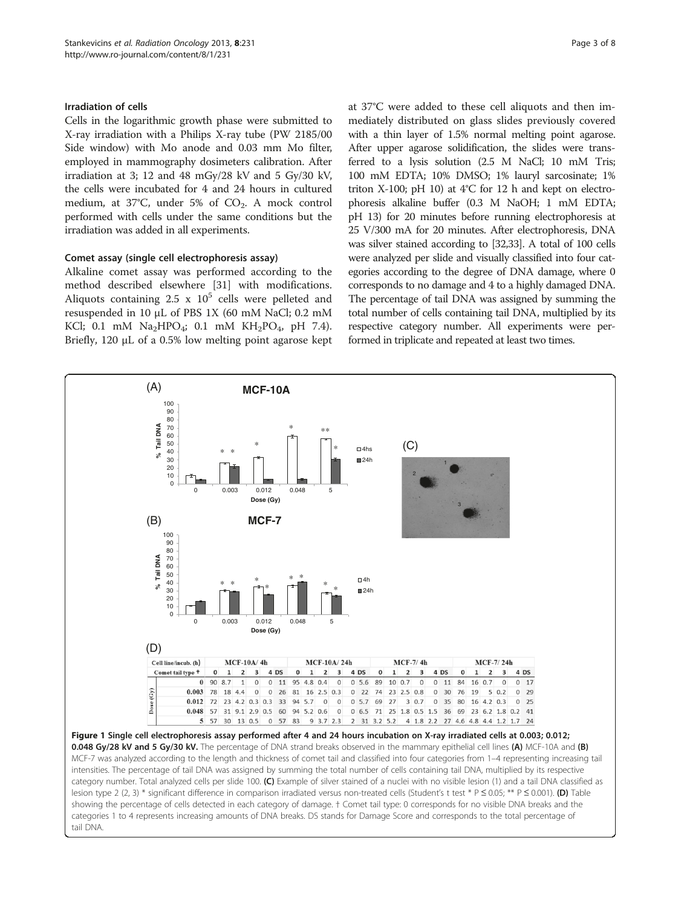### Irradiation of cells

Cells in the logarithmic growth phase were submitted to X-ray irradiation with a Philips X-ray tube (PW 2185/00 Side window) with Mo anode and 0.03 mm Mo filter, employed in mammography dosimeters calibration. After irradiation at 3; 12 and 48 mGy/28 kV and 5 Gy/30 kV, the cells were incubated for 4 and 24 hours in cultured medium, at 37°C, under 5% of $CO_2$. A mock control performed with cells under the same conditions but the irradiation was added in all experiments.

### Comet assay (single cell electrophoresis assay)

Alkaline comet assay was performed according to the method described elsewhere [31] with modifications. Aliquots containing 2.5 x $10^5$ cells were pelleted and resuspended in 10 μL of PBS 1X (60 mM NaCl; 0.2 mM KCl; 0.1 mM $Na_2HPO_4$; 0.1 mM $KH_2PO_4$, pH 7.4). Briefly, 120 μL of a 0.5% low melting point agarose kept at 37°C were added to these cell aliquots and then immediately distributed on glass slides previously covered with a thin layer of 1.5% normal melting point agarose. After upper agarose solidification, the slides were transferred to a lysis solution (2.5 M NaCl; 10 mM Tris; 100 mM EDTA; 10% DMSO; 1% lauryl sarcosinate; 1% triton X-100; pH 10) at 4°C for 12 h and kept on electrophoresis alkaline buffer (0.3 M NaOH; 1 mM EDTA; pH 13) for 20 minutes before running electrophoresis at 25 V/300 mA for 20 minutes. After electrophoresis, DNA was silver stained according to [32,33]. A total of 100 cells were analyzed per slide and visually classified into four categories according to the degree of DNA damage, where 0 corresponds to no damage and 4 to a highly damaged DNA. The percentage of tail DNA was assigned by summing the total number of cells containing tail DNA, multiplied by its respective category number. All experiments were performed in triplicate and repeated at least two times.

(D)

| Cell line/incub. (h) | | MCF-10A/ 4h | | | | | | MCF-10A/ 24h | | | | | | MCF-7/ 4h | | | | | | MCF-7/ 24h | | | | | |
|---|---|---|---|---|---|---|---|---|---|---|---|---|---|---|---|---|---|---|---|---|---|---|---|---|---|
| Comet tail type † | | 0 | 1 | 2 | 3 | 4 | DS | 0 | 1 | 2 | 3 | 4 | DS | 0 | 1 | 2 | 3 | 4 | DS | 0 | 1 | 2 | 3 | 4 | DS |
| Dose (Gy) | 0 | 90 | 8.7 | 1 | 0 | 0 | 11 | 95 | 4.8 | 0.4 | 0 | 0 | 5.6 | 89 | 10 | 0.7 | 0 | 0 | 11 | 84 | 16 | 0.7 | 0 | 0 | 17 |
| | 0.003 | 78 | 18 | 4.4 | 0 | 0 | 26 | 81 | 16 | 2.5 | 0.3 | 0 | 22 | 74 | 23 | 2.5 | 0.8 | 0 | 30 | 76 | 19 | 5 | 0.2 | 0 | 29 |
| | 0.012 | 72 | 23 | 4.2 | 0.3 | 0.3 | 33 | 94 | 5.7 | 0 | 0 | 0 | 5.7 | 69 | 27 | 3 | 0.7 | 0 | 35 | 80 | 16 | 4.2 | 0.3 | 0 | 25 |
| | 0.048 | 57 | 31 | 9.1 | 2.9 | 0.5 | 60 | 94 | 5.2 | 0.6 | 0 | 0 | 6.5 | 71 | 25 | 1.8 | 0.5 | 1.5 | 36 | 69 | 23 | 6.2 | 1.8 | 0.2 | 41 |
| | 5 | 57 | 30 | 13 | 0.5 | 0 | 57 | 83 | 9 | 3.7 | 2.3 | 2 | 31 | 3.2 | 5.2 | 4 | 1.8 | 2.2 | 27 | 4.6 | 4.8 | 4.4 | 1.2 | 1.7 | 24 |

**Figure 1 Single cell electrophoresis assay performed after 4 and 24 hours incubation on X-ray irradiated cells at 0.003; 0.012; 0.048 Gy/28 kV and 5 Gy/30 kV.** The percentage of DNA strand breaks observed in the mammary epithelial cell lines **(A)** MCF-10A and **(B)** MCF-7 was analyzed according to the length and thickness of comet tail and classified into four categories from 1–4 representing increasing tail intensities. The percentage of tail DNA was assigned by summing the total number of cells containing tail DNA, multiplied by its respective category number. Total analyzed cells per slide 100. **(C)** Example of silver stained of a nuclei with no visible lesion (1) and a tail DNA classified as lesion type 2 (2, 3) * significant difference in comparison irradiated versus non-treated cells (Student's t test * P ≤ 0.05; ** P ≤ 0.001). **(D)** Table showing the percentage of cells detected in each category of damage. † Comet tail type: 0 corresponds for no visible DNA breaks and the categories 1 to 4 represents increasing amounts of DNA breaks. DS stands for Damage Score and corresponds to the total percentage of tail DNA.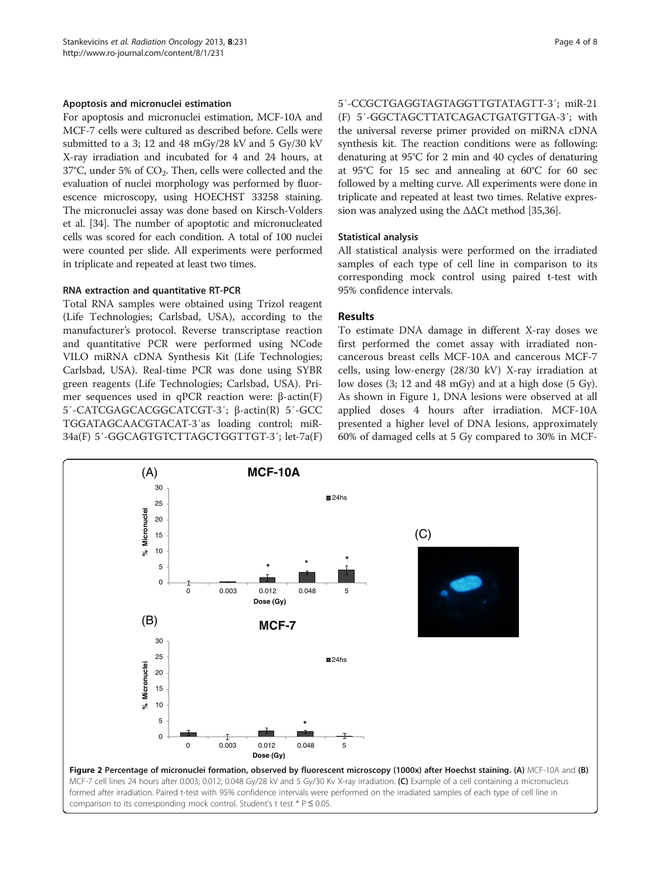### Apoptosis and micronuclei estimation

For apoptosis and micronuclei estimation, MCF-10A and MCF-7 cells were cultured as described before. Cells were submitted to a 3; 12 and 48 mGy/28 kV and 5 Gy/30 kV X-ray irradiation and incubated for 4 and 24 hours, at 37°C, under 5% of $CO_2$. Then, cells were collected and the evaluation of nuclei morphology was performed by fluorescence microscopy, using HOECHST 33258 staining. The micronuclei assay was done based on Kirsch-Volders et al. [34]. The number of apoptotic and micronucleated cells was scored for each condition. A total of 100 nuclei were counted per slide. All experiments were performed in triplicate and repeated at least two times.

### RNA extraction and quantitative RT-PCR

Total RNA samples were obtained using Trizol reagent (Life Technologies; Carlsbad, USA), according to the manufacturer's protocol. Reverse transcriptase reaction and quantitative PCR were performed using NCode VILO miRNA cDNA Synthesis Kit (Life Technologies; Carlsbad, USA). Real-time PCR was done using SYBR green reagents (Life Technologies; Carlsbad, USA). Primer sequences used in qPCR reaction were: β-actin(F) 5′-CATCGAGCACGGCATCGT-3′; β-actin(R) 5′-GCC TGGATAGCAACGTACAT-3′as loading control; miR-34a(F) 5′-GGCAGTGTCTTAGCTGGTTGT-3′; let-7a(F) 5′-CCGCTGAGGTAGTAGGTTGTATAGTT-3′; miR-21 (F) 5′-GGCTAGCTTATCAGACTGATGTTGA-3′; with the universal reverse primer provided on miRNA cDNA synthesis kit. The reaction conditions were as following: denaturing at 95°C for 2 min and 40 cycles of denaturing at 95°C for 15 sec and annealing at 60°C for 60 sec followed by a melting curve. All experiments were done in triplicate and repeated at least two times. Relative expression was analyzed using the ΔΔCt method [35,36].

### Statistical analysis

All statistical analysis were performed on the irradiated samples of each type of cell line in comparison to its corresponding mock control using paired t-test with 95% confidence intervals.

## Results

To estimate DNA damage in different X-ray doses we first performed the comet assay with irradiated noncancerous breast cells MCF-10A and cancerous MCF-7 cells, using low-energy (28/30 kV) X-ray irradiation at low doses (3; 12 and 48 mGy) and at a high dose (5 Gy). As shown in Figure 1, DNA lesions were observed at all applied doses 4 hours after irradiation. MCF-10A presented a higher level of DNA lesions, approximately 60% of damaged cells at 5 Gy compared to 30% in MCF-

**Figure 2 Percentage of micronuclei formation, observed by fluorescent microscopy (1000x) after Hoechst staining. (A)** MCF-10A and **(B)** MCF-7 cell lines 24 hours after 0.003; 0.012; 0.048 Gy/28 kV and 5 Gy/30 Kv X-ray irradiation. **(C)** Example of a cell containing a micronucleus formed after irradiation. Paired t-test with 95% confidence intervals were performed on the irradiated samples of each type of cell line in comparison to its corresponding mock control. Student's t test * P ≤ 0.05.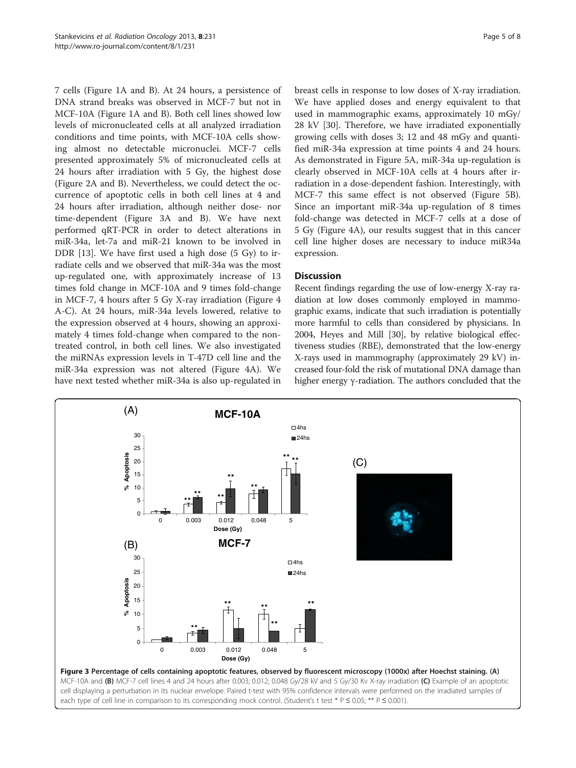7 cells (Figure 1A and B). At 24 hours, a persistence of DNA strand breaks was observed in MCF-7 but not in MCF-10A (Figure 1A and B). Both cell lines showed low levels of micronucleated cells at all analyzed irradiation conditions and time points, with MCF-10A cells showing almost no detectable micronuclei. MCF-7 cells presented approximately 5% of micronucleated cells at 24 hours after irradiation with 5 Gy, the highest dose (Figure 2A and B). Nevertheless, we could detect the occurrence of apoptotic cells in both cell lines at 4 and 24 hours after irradiation, although neither dose- nor time-dependent (Figure 3A and B). We have next performed qRT-PCR in order to detect alterations in miR-34a, let-7a and miR-21 known to be involved in DDR [13]. We have first used a high dose (5 Gy) to irradiate cells and we observed that miR-34a was the most up-regulated one, with approximately increase of 13 times fold change in MCF-10A and 9 times fold-change in MCF-7, 4 hours after 5 Gy X-ray irradiation (Figure 4 A-C). At 24 hours, miR-34a levels lowered, relative to the expression observed at 4 hours, showing an approximately 4 times fold-change when compared to the non-treated control, in both cell lines. We also investigated the miRNAs expression levels in T-47D cell line and the miR-34a expression was not altered (Figure 4A). We have next tested whether miR-34a is also up-regulated in breast cells in response to low doses of X-ray irradiation. We have applied doses and energy equivalent to that used in mammographic exams, approximately 10 mGy/ 28 kV [30]. Therefore, we have irradiated exponentially growing cells with doses 3; 12 and 48 mGy and quantified miR-34a expression at time points 4 and 24 hours. As demonstrated in Figure 5A, miR-34a up-regulation is clearly observed in MCF-10A cells at 4 hours after irradiation in a dose-dependent fashion. Interestingly, with MCF-7 this same effect is not observed (Figure 5B). Since an important miR-34a up-regulation of 8 times fold-change was detected in MCF-7 cells at a dose of 5 Gy (Figure 4A), our results suggest that in this cancer cell line higher doses are necessary to induce miR34a expression.

## Discussion

Recent findings regarding the use of low-energy X-ray radiation at low doses commonly employed in mammographic exams, indicate that such irradiation is potentially more harmful to cells than considered by physicians. In 2004, Heyes and Mill [30], by relative biological effectiveness studies (RBE), demonstrated that the low-energy X-rays used in mammography (approximately 29 kV) increased four-fold the risk of mutational DNA damage than higher energy γ-radiation. The authors concluded that the

**Figure 3 Percentage of cells containing apoptotic features, observed by fluorescent microscopy (1000x) after Hoechst staining. (A)** MCF-10A and **(B)** MCF-7 cell lines 4 and 24 hours after 0.003; 0.012; 0.048 Gy/28 kV and 5 Gy/30 Kv X-ray irradiation **(C)** Example of an apoptotic cell displaying a perturbation in its nuclear envelope. Paired t-test with 95% confidence intervals were performed on the irradiated samples of each type of cell line in comparison to its corresponding mock control. (Student's t test * P ≤ 0.05; ** P ≤ 0.001).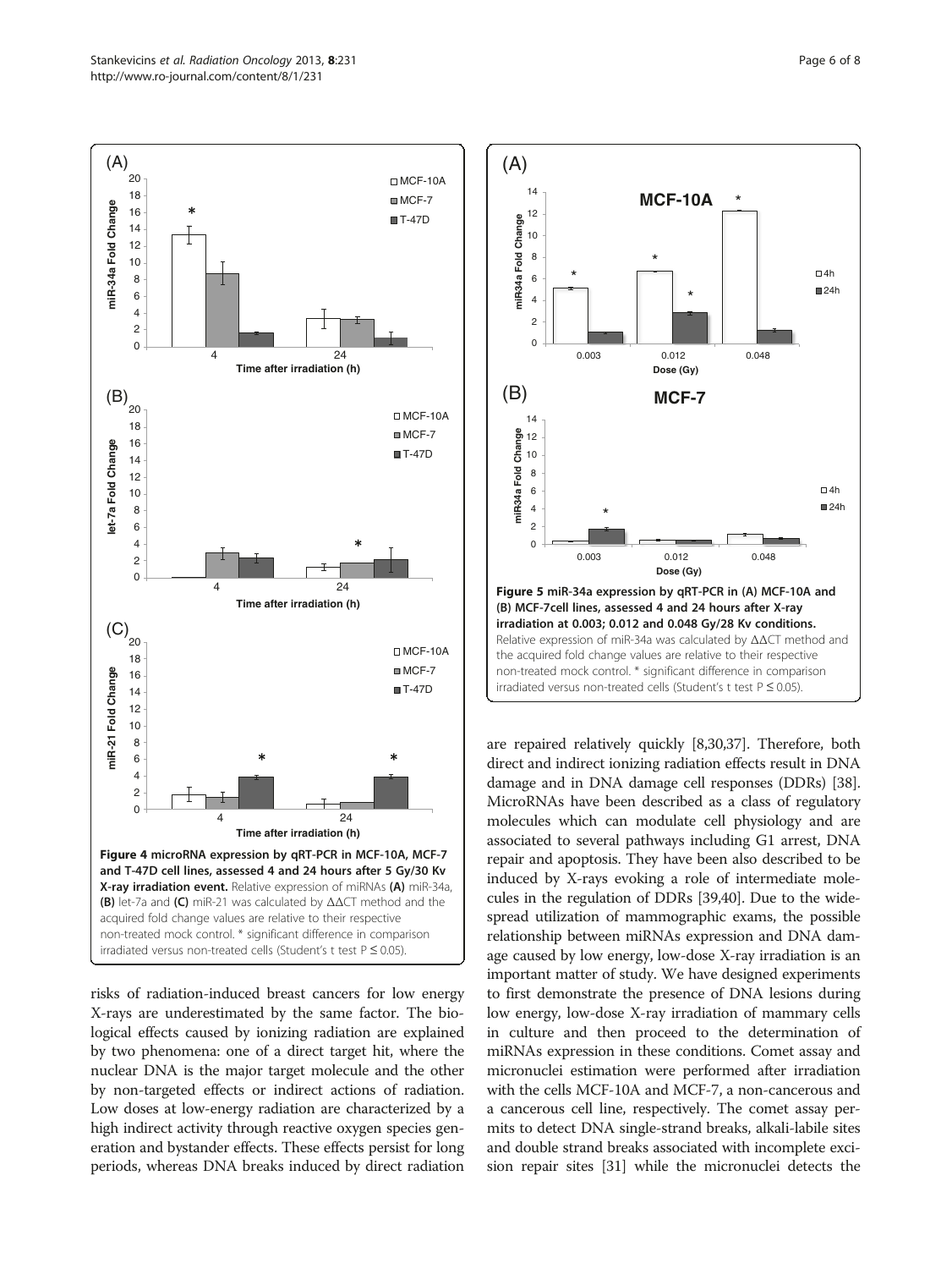**Figure 4 microRNA expression by qRT-PCR in MCF-10A, MCF-7 and T-47D cell lines, assessed 4 and 24 hours after 5 Gy/30 Kv X-ray irradiation event.** Relative expression of miRNAs **(A)** miR-34a, **(B)** let-7a and **(C)** miR-21 was calculated by ΔΔCT method and the acquired fold change values are relative to their respective non-treated mock control. * significant difference in comparison irradiated versus non-treated cells (Student's t test P ≤ 0.05).

**Figure 5 miR-34a expression by qRT-PCR in (A) MCF-10A and (B) MCF-7cell lines, assessed 4 and 24 hours after X-ray irradiation at 0.003; 0.012 and 0.048 Gy/28 Kv conditions.** Relative expression of miR-34a was calculated by ΔΔCT method and the acquired fold change values are relative to their respective non-treated mock control. * significant difference in comparison irradiated versus non-treated cells (Student's t test P ≤ 0.05).

risks of radiation-induced breast cancers for low energy X-rays are underestimated by the same factor. The biological effects caused by ionizing radiation are explained by two phenomena: one of a direct target hit, where the nuclear DNA is the major target molecule and the other by non-targeted effects or indirect actions of radiation. Low doses at low-energy radiation are characterized by a high indirect activity through reactive oxygen species generation and bystander effects. These effects persist for long periods, whereas DNA breaks induced by direct radiation are repaired relatively quickly [8,30,37]. Therefore, both direct and indirect ionizing radiation effects result in DNA damage and in DNA damage cell responses (DDRs) [38]. MicroRNAs have been described as a class of regulatory molecules which can modulate cell physiology and are associated to several pathways including G1 arrest, DNA repair and apoptosis. They have been also described to be induced by X-rays evoking a role of intermediate molecules in the regulation of DDRs [39,40]. Due to the widespread utilization of mammographic exams, the possible relationship between miRNAs expression and DNA damage caused by low energy, low-dose X-ray irradiation is an important matter of study. We have designed experiments to first demonstrate the presence of DNA lesions during low energy, low-dose X-ray irradiation of mammary cells in culture and then proceed to the determination of miRNAs expression in these conditions. Comet assay and micronuclei estimation were performed after irradiation with the cells MCF-10A and MCF-7, a non-cancerous and a cancerous cell line, respectively. The comet assay permits to detect DNA single-strand breaks, alkali-labile sites and double strand breaks associated with incomplete excision repair sites [31] while the micronuclei detects the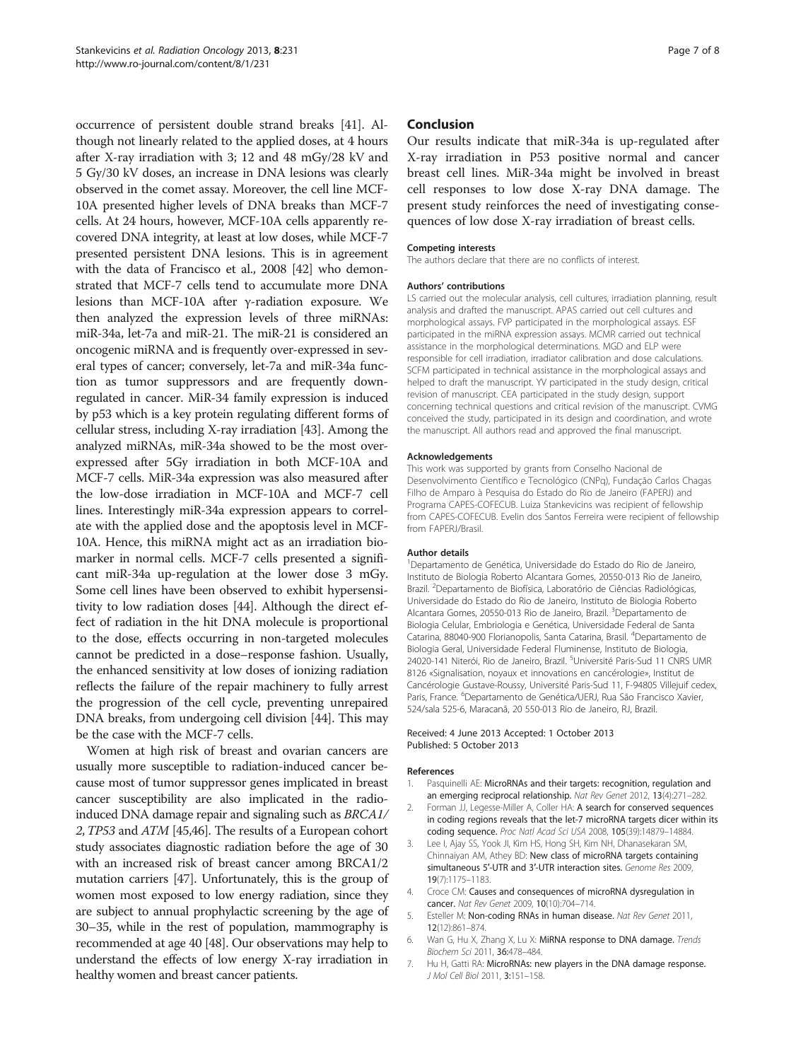occurrence of persistent double strand breaks [41]. Although not linearly related to the applied doses, at 4 hours after X-ray irradiation with 3; 12 and 48 mGy/28 kV and 5 Gy/30 kV doses, an increase in DNA lesions was clearly observed in the comet assay. Moreover, the cell line MCF-10A presented higher levels of DNA breaks than MCF-7 cells. At 24 hours, however, MCF-10A cells apparently recovered DNA integrity, at least at low doses, while MCF-7 presented persistent DNA lesions. This is in agreement with the data of Francisco et al., 2008 [42] who demonstrated that MCF-7 cells tend to accumulate more DNA lesions than MCF-10A after γ-radiation exposure. We then analyzed the expression levels of three miRNAs: miR-34a, let-7a and miR-21. The miR-21 is considered an oncogenic miRNA and is frequently over-expressed in several types of cancer; conversely, let-7a and miR-34a function as tumor suppressors and are frequently down-regulated in cancer. MiR-34 family expression is induced by p53 which is a key protein regulating different forms of cellular stress, including X-ray irradiation [43]. Among the analyzed miRNAs, miR-34a showed to be the most over-expressed after 5Gy irradiation in both MCF-10A and MCF-7 cells. MiR-34a expression was also measured after the low-dose irradiation in MCF-10A and MCF-7 cell lines. Interestingly miR-34a expression appears to correlate with the applied dose and the apoptosis level in MCF-10A. Hence, this miRNA might act as an irradiation biomarker in normal cells. MCF-7 cells presented a significant miR-34a up-regulation at the lower dose 3 mGy. Some cell lines have been observed to exhibit hypersensitivity to low radiation doses [44]. Although the direct effect of radiation in the hit DNA molecule is proportional to the dose, effects occurring in non-targeted molecules cannot be predicted in a dose–response fashion. Usually, the enhanced sensitivity at low doses of ionizing radiation reflects the failure of the repair machinery to fully arrest the progression of the cell cycle, preventing unrepaired DNA breaks, from undergoing cell division [44]. This may be the case with the MCF-7 cells.

Women at high risk of breast and ovarian cancers are usually more susceptible to radiation-induced cancer because most of tumor suppressor genes implicated in breast cancer susceptibility are also implicated in the radio-induced DNA damage repair and signaling such as *BRCA1/2*, *TP53* and *ATM* [45,46]. The results of a European cohort study associates diagnostic radiation before the age of 30 with an increased risk of breast cancer among BRCA1/2 mutation carriers [47]. Unfortunately, this is the group of women most exposed to low energy radiation, since they are subject to annual prophylactic screening by the age of 30–35, while in the rest of population, mammography is recommended at age 40 [48]. Our observations may help to understand the effects of low energy X-ray irradiation in healthy women and breast cancer patients.

## Conclusion

Our results indicate that miR-34a is up-regulated after X-ray irradiation in P53 positive normal and cancer breast cell lines. MiR-34a might be involved in breast cell responses to low dose X-ray DNA damage. The present study reinforces the need of investigating consequences of low dose X-ray irradiation of breast cells.

#### Competing interests

The authors declare that there are no conflicts of interest.

#### Authors' contributions

LS carried out the molecular analysis, cell cultures, irradiation planning, result analysis and drafted the manuscript. APAS carried out cell cultures and morphological assays. FVP participated in the morphological assays. ESF participated in the miRNA expression assays. MCMR carried out technical assistance in the morphological determinations. MGD and ELP were responsible for cell irradiation, irradiator calibration and dose calculations. SCFM participated in technical assistance in the morphological assays and helped to draft the manuscript. YV participated in the study design, critical revision of manuscript. CEA participated in the study design, support concerning technical questions and critical revision of the manuscript. CVMG conceived the study, participated in its design and coordination, and wrote the manuscript. All authors read and approved the final manuscript.

#### Acknowledgements

This work was supported by grants from Conselho Nacional de Desenvolvimento Científico e Tecnológico (CNPq), Fundação Carlos Chagas Filho de Amparo à Pesquisa do Estado do Rio de Janeiro (FAPERJ) and Programa CAPES-COFECUB. Luiza Stankevicins was recipient of fellowship from CAPES-COFECUB. Evelin dos Santos Ferreira were recipient of fellowship from FAPERJ/Brasil.

#### Author details

[1]Departamento de Genética, Universidade do Estado do Rio de Janeiro, Instituto de Biologia Roberto Alcantara Gomes, 20550-013 Rio de Janeiro, Brazil. [2]Departamento de Biofísica, Laboratório de Ciências Radiológicas, Universidade do Estado do Rio de Janeiro, Instituto de Biologia Roberto Alcantara Gomes, 20550-013 Rio de Janeiro, Brazil. [3]Departamento de Biologia Celular, Embriologia e Genética, Universidade Federal de Santa Catarina, 88040-900 Florianopolis, Santa Catarina, Brasil. [4]Departamento de Biologia Geral, Universidade Federal Fluminense, Instituto de Biologia, 24020-141 Niterói, Rio de Janeiro, Brazil. [5]Université Paris-Sud 11 CNRS UMR 8126 «Signalisation, noyaux et innovations en cancérologie», Institut de Cancérologie Gustave-Roussy, Université Paris-Sud 11, F-94805 Villejuif cedex, Paris, France. [6]Departamento de Genética/UERJ, Rua São Francisco Xavier, 524/sala 525-6, Maracanã, 20 550-013 Rio de Janeiro, RJ, Brazil.

Received: 4 June 2013 Accepted: 1 October 2013
Published: 5 October 2013

#### References

1. Pasquinelli AE: **MicroRNAs and their targets: recognition, regulation and an emerging reciprocal relationship.** *Nat Rev Genet* 2012, **13**(4):271–282.
2. Forman JJ, Legesse-Miller A, Coller HA: **A search for conserved sequences in coding regions reveals that the let-7 microRNA targets dicer within its coding sequence.** *Proc Natl Acad Sci USA* 2008, **105**(39):14879–14884.
3. Lee I, Ajay SS, Yook JI, Kim HS, Hong SH, Kim NH, Dhanasekaran SM, Chinnaiyan AM, Athey BD: **New class of microRNA targets containing simultaneous 5'-UTR and 3'-UTR interaction sites.** *Genome Res* 2009, **19**(7):1175–1183.
4. Croce CM: **Causes and consequences of microRNA dysregulation in cancer.** *Nat Rev Genet* 2009, **10**(10):704–714.
5. Esteller M: **Non-coding RNAs in human disease.** *Nat Rev Genet* 2011, **12**(12):861–874.
6. Wang G, Hu X, Zhang X, Lu X: **MiRNA response to DNA damage.** *Trends Biochem Sci* 2011, **36**:478–484.
7. Hu H, Gatti RA: **MicroRNAs: new players in the DNA damage response.** *J Mol Cell Biol* 2011, **3**:151–158.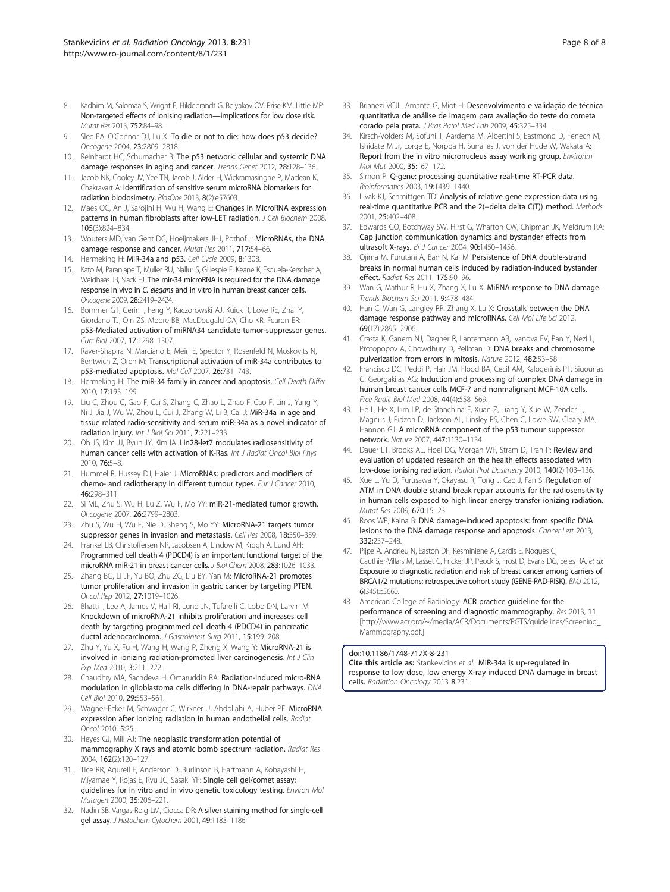8. Kadhim M, Salomaa S, Wright E, Hildebrandt G, Belyakov OV, Prise KM, Little MP: **Non-targeted effects of ionising radiation—implications for low dose risk.** *Mutat Res* 2013, **752:**84–98.
9. Slee EA, O'Connor DJ, Lu X: **To die or not to die: how does p53 decide?** *Oncogene* 2004, **23:**2809–2818.
10. Reinhardt HC, Schumacher B: **The p53 network: cellular and systemic DNA damage responses in aging and cancer.** *Trends Genet* 2012, **28:**128–136.
11. Jacob NK, Cooley JV, Yee TN, Jacob J, Alder H, Wickramasinghe P, Maclean K, Chakravart A: **Identification of sensitive serum microRNA biomarkers for radiation biodosimetry.** *PlosOne* 2013, **8**(2):e57603.
12. Maes OC, An J, Sarojini H, Wu H, Wang E: **Changes in MicroRNA expression patterns in human fibroblasts after low-LET radiation.** *J Cell Biochem* 2008, **105**(3):824–834.
13. Wouters MD, van Gent DC, Hoeijmakers JHJ, Pothof J: **MicroRNAs, the DNA damage response and cancer.** *Mutat Res* 2011, **717:**54–66.
14. Hermeking H: **MiR-34a and p53.** *Cell Cycle* 2009, **8:**1308.
15. Kato M, Paranjape T, Muller RU, Nallur S, Gillespie E, Keane K, Esquela-Kerscher A, Weidhaas JB, Slack FJ: **The mir-34 microRNA is required for the DNA damage response in vivo in *C. elegans* and in vitro in human breast cancer cells.** *Oncogene* 2009, **28:**2419–2424.
16. Bommer GT, Gerin I, Feng Y, Kaczorowski AJ, Kuick R, Love RE, Zhai Y, Giordano TJ, Qin ZS, Moore BB, MacDougald OA, Cho KR, Fearon ER: **p53-Mediated activation of miRNA34 candidate tumor-suppressor genes.** *Curr Biol* 2007, **17:**1298–1307.
17. Raver-Shapira N, Marciano E, Meiri E, Spector Y, Rosenfeld N, Moskovits N, Bentwich Z, Oren M: **Transcriptional activation of miR-34a contributes to p53-mediated apoptosis.** *Mol Cell* 2007, **26:**731–743.
18. Hermeking H: **The miR-34 family in cancer and apoptosis.** *Cell Death Differ* 2010, **17:**193–199.
19. Liu C, Zhou C, Gao F, Cai S, Zhang C, Zhao L, Zhao F, Cao F, Lin J, Yang Y, Ni J, Jia J, Wu W, Zhou L, Cui J, Zhang W, Li B, Cai J: **MiR-34a in age and tissue related radio-sensitivity and serum miR-34a as a novel indicator of radiation injury.** *Int J Biol Sci* 2011, **7:**221–233.
20. Oh JS, Kim JJ, Byun JY, Kim IA: **Lin28-let7 modulates radiosensitivity of human cancer cells with activation of K-Ras.** *Int J Radiat Oncol Biol Phys* 2010, **76:**5–8.
21. Hummel R, Hussey DJ, Haier J: **MicroRNAs: predictors and modifiers of chemo- and radiotherapy in different tumour types.** *Eur J Cancer* 2010, **46:**298–311.
22. Si ML, Zhu S, Wu H, Lu Z, Wu F, Mo YY: **miR-21-mediated tumor growth.** *Oncogene* 2007, **26:**2799–2803.
23. Zhu S, Wu H, Wu F, Nie D, Sheng S, Mo YY: **MicroRNA-21 targets tumor suppressor genes in invasion and metastasis.** *Cell Res* 2008, **18:**350–359.
24. Frankel LB, Christoffersen NR, Jacobsen A, Lindow M, Krogh A, Lund AH: **Programmed cell death 4 (PDCD4) is an important functional target of the microRNA miR-21 in breast cancer cells.** *J Biol Chem* 2008, **283:**1026–1033.
25. Zhang BG, Li JF, Yu BQ, Zhu ZG, Liu BY, Yan M: **MicroRNA-21 promotes tumor proliferation and invasion in gastric cancer by targeting PTEN.** *Oncol Rep* 2012, **27:**1019–1026.
26. Bhatti I, Lee A, James V, Hall RI, Lund JN, Tufarelli C, Lobo DN, Larvin M: **Knockdown of microRNA-21 inhibits proliferation and increases cell death by targeting programmed cell death 4 (PDCD4) in pancreatic ductal adenocarcinoma.** *J Gastrointest Surg* 2011, **15:**199–208.
27. Zhu Y, Yu X, Fu H, Wang H, Wang P, Zheng X, Wang Y: **MicroRNA-21 is involved in ionizing radiation-promoted liver carcinogenesis.** *Int J Clin Exp Med* 2010, **3:**211–222.
28. Chaudhry MA, Sachdeva H, Omaruddin RA: **Radiation-induced micro-RNA modulation in glioblastoma cells differing in DNA-repair pathways.** *DNA Cell Biol* 2010, **29:**553–561.
29. Wagner-Ecker M, Schwager C, Wirkner U, Abdollahi A, Huber PE: **MicroRNA expression after ionizing radiation in human endothelial cells.** *Radiat Oncol* 2010, **5:**25.
30. Heyes GJ, Mill AJ: **The neoplastic transformation potential of mammography X rays and atomic bomb spectrum radiation.** *Radiat Res* 2004, **162**(2):120–127.
31. Tice RR, Agurell E, Anderson D, Burlinson B, Hartmann A, Kobayashi H, Miyamae Y, Rojas E, Ryu JC, Sasaki YF: **Single cell gel/comet assay: guidelines for in vitro and in vivo genetic toxicology testing.** *Environ Mol Mutagen* 2000, **35:**206–221.
32. Nadin SB, Vargas-Roig LM, Ciocca DR: **A silver staining method for single-cell gel assay.** *J Histochem Cytochem* 2001, **49:**1183–1186.
33. Brianezi VCJL, Amante G, Miot H: **Desenvolvimento e validação de técnica quantitativa de análise de imagem para avaliação do teste do cometa corado pela prata.** *J Bras Patol Med Lab* 2009, **45:**325–334.
34. Kirsch-Volders M, Sofuni T, Aardema M, Albertini S, Eastmond D, Fenech M, Ishidate M Jr, Lorge E, Norppa H, Surrallés J, von der Hude W, Wakata A: **Report from the in vitro micronucleus assay working group.** *Environm Mol Mut* 2000, **35:**167–172.
35. Simon P: **Q-gene: processing quantitative real-time RT-PCR data.** *Bioinformatics* 2003, **19:**1439–1440.
36. Livak KJ, Schmittgen TD: **Analysis of relative gene expression data using real-time quantitative PCR and the 2(−delta delta C(T)) method.** *Methods* 2001, **25:**402–408.
37. Edwards GO, Botchway SW, Hirst G, Wharton CW, Chipman JK, Meldrum RA: **Gap junction communication dynamics and bystander effects from ultrasoft X-rays.** *Br J Cancer* 2004, **90:**1450–1456.
38. Ojima M, Furutani A, Ban N, Kai M: **Persistence of DNA double-strand breaks in normal human cells induced by radiation-induced bystander effect.** *Radiat Res* 2011, **175:**90–96.
39. Wan G, Mathur R, Hu X, Zhang X, Lu X: **MiRNA response to DNA damage.** *Trends Biochem Sci* 2011, **9:**478–484.
40. Han C, Wan G, Langley RR, Zhang X, Lu X: **Crosstalk between the DNA damage response pathway and microRNAs.** *Cell Mol Life Sci* 2012, **69**(17):2895–2906.
41. Crasta K, Ganem NJ, Dagher R, Lantermann AB, Ivanova EV, Pan Y, Nezi L, Protopopov A, Chowdhury D, Pellman D: **DNA breaks and chromosome pulverization from errors in mitosis.** *Nature* 2012, **482:**53–58.
42. Francisco DC, Peddi P, Hair JM, Flood BA, Cecil AM, Kalogerinis PT, Sigounas G, Georgakilas AG: **Induction and processing of complex DNA damage in human breast cancer cells MCF-7 and nonmalignant MCF-10A cells.** *Free Radic Biol Med* 2008, **44**(4):558–569.
43. He L, He X, Lim LP, de Stanchina E, Xuan Z, Liang Y, Xue W, Zender L, Magnus J, Ridzon D, Jackson AL, Linsley PS, Chen C, Lowe SW, Cleary MA, Hannon GJ: **A microRNA component of the p53 tumour suppressor network.** *Nature* 2007, **447:**1130–1134.
44. Dauer LT, Brooks AL, Hoel DG, Morgan WF, Stram D, Tran P: **Review and evaluation of updated research on the health effects associated with low-dose ionising radiation.** *Radiat Prot Dosimetry* 2010, **140**(2):103–136.
45. Xue L, Yu D, Furusawa Y, Okayasu R, Tong J, Cao J, Fan S: **Regulation of ATM in DNA double strand break repair accounts for the radiosensitivity in human cells exposed to high linear energy transfer ionizing radiation.** *Mutat Res* 2009, **670:**15–23.
46. Roos WP, Kaina B: **DNA damage-induced apoptosis: from specific DNA lesions to the DNA damage response and apoptosis.** *Cancer Lett* 2013, **332:**237–248.
47. Pijpe A, Andrieu N, Easton DF, Kesminiene A, Cardis E, Noguès C, Gauthier-Villars M, Lasset C, Fricker JP, Peock S, Frost D, Evans DG, Eeles RA, *et al*: **Exposure to diagnostic radiation and risk of breast cancer among carriers of BRCA1/2 mutations: retrospective cohort study (GENE-RAD-RISK).** *BMJ* 2012, **6**(345):e5660.
48. American College of Radiology: **ACR practice guideline for the performance of screening and diagnostic mammography.** *Res* 2013, **11**. [http://www.acr.org/~/media/ACR/Documents/PGTS/guidelines/Screening_Mammography.pdf.]

doi:10.1186/1748-717X-8-231

**Cite this article as:** Stankevicins *et al.*: MiR-34a is up-regulated in response to low dose, low energy X-ray induced DNA damage in breast cells. *Radiation Oncology* 2013 **8**:231.